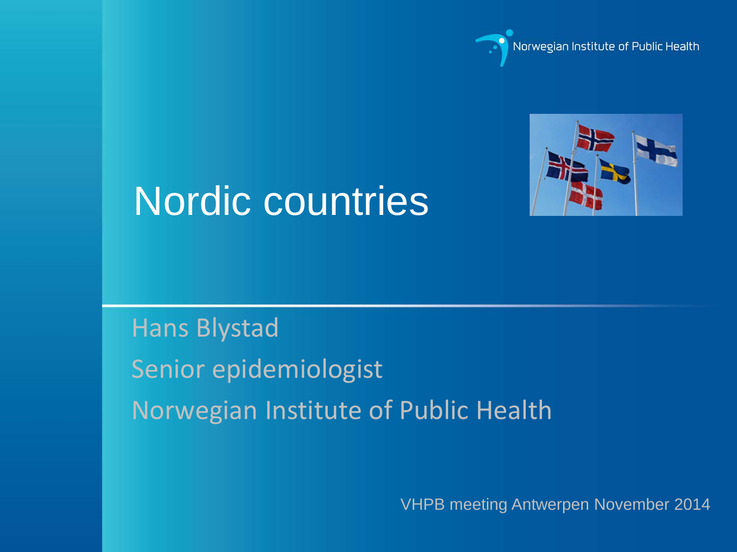# Nordic countries

Hans Blystad

Senior epidemiologist

Norwegian Institute of Public Health

VHPB meeting Antwerpen November 2014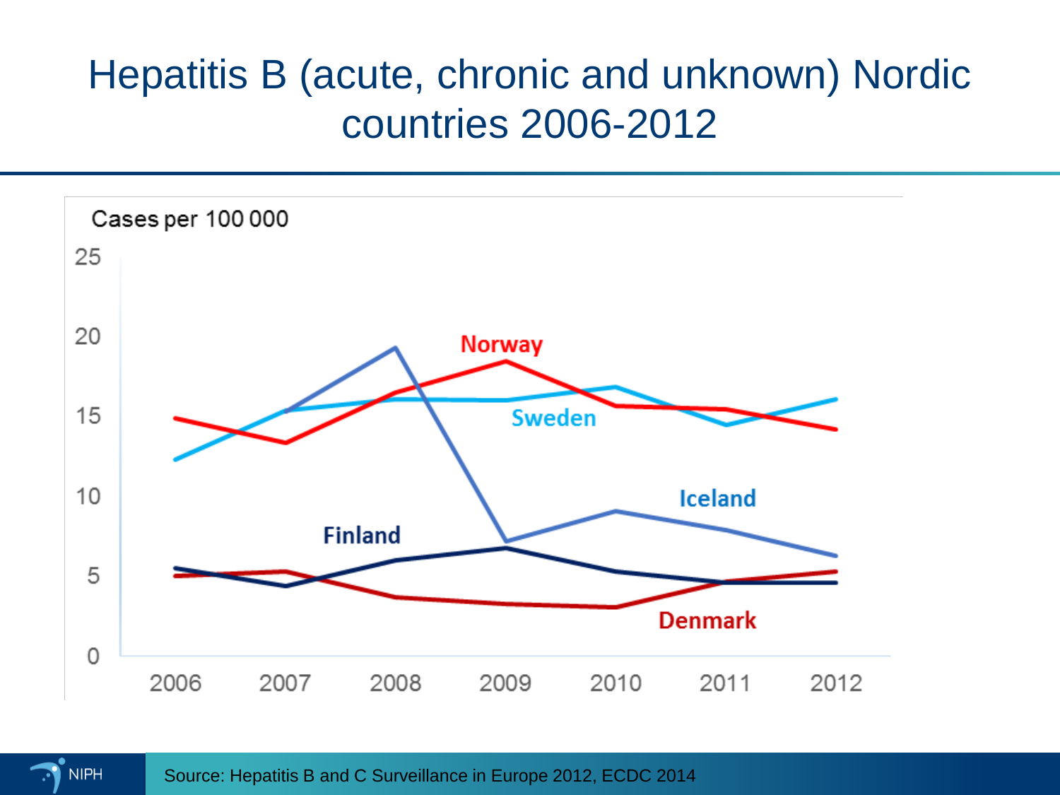# Hepatitis B (acute, chronic and unknown) Nordic countries 2006-2012

Cases per 100 000

Norway

Sweden

Iceland

Finland

Denmark

2006 2007 2008 2009 2010 2011 2012

Source: Hepatitis B and C Surveillance in Europe 2012, ECDC 2014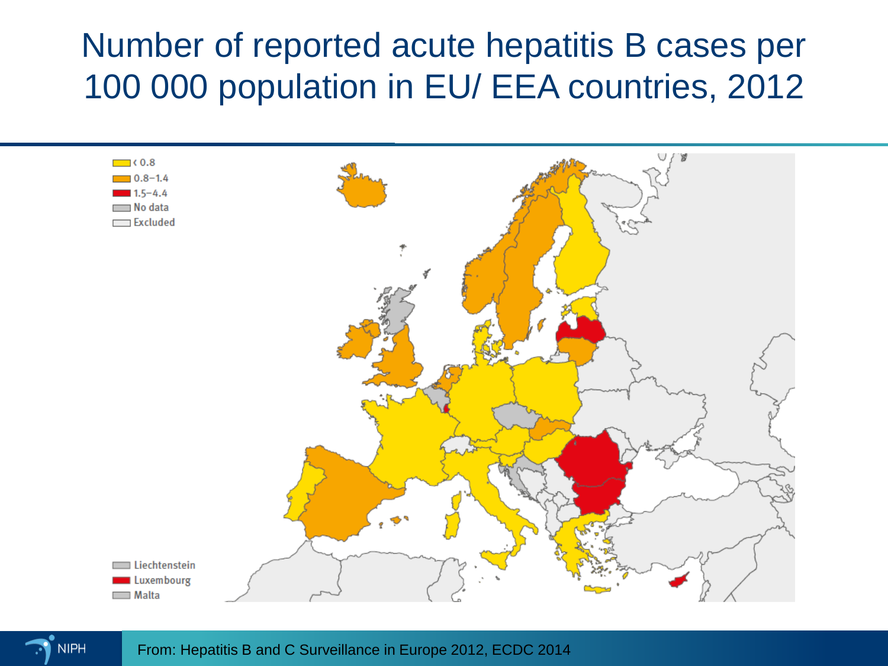# Number of reported acute hepatitis B cases per 100 000 population in EU/ EEA countries, 2012

- < 0.8
- 0.8–1.4
- 1.5–4.4
- No data
- Excluded

- Liechtenstein
- Luxembourg
- Malta

From: Hepatitis B and C Surveillance in Europe 2012, ECDC 2014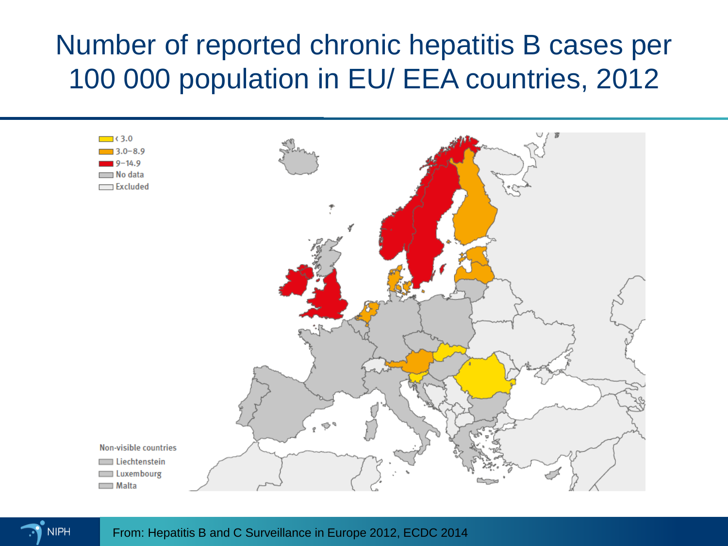# Number of reported chronic hepatitis B cases per 100 000 population in EU/ EEA countries, 2012

- < 3.0
- 3.0–8.9
- 9–14.9
- No data
- Excluded

Non-visible countries

- Liechtenstein
- Luxembourg
- Malta

From: Hepatitis B and C Surveillance in Europe 2012, ECDC 2014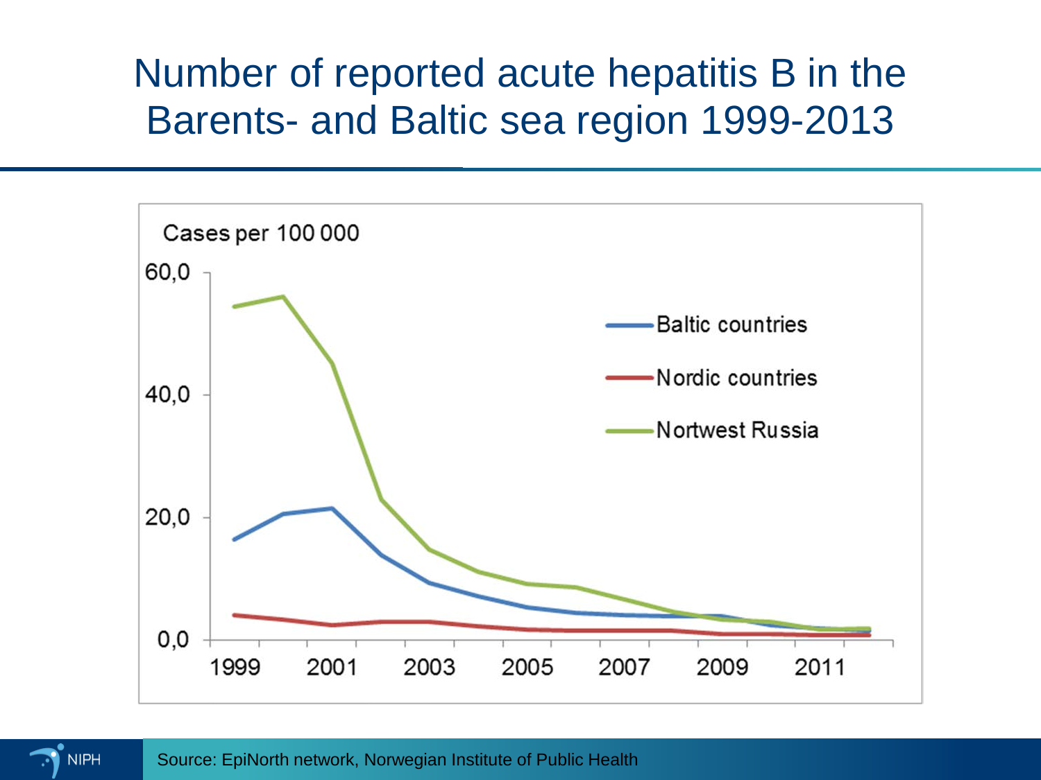# Number of reported acute hepatitis B in the Barents- and Baltic sea region 1999-2013

Cases per 100 000

60,0

40,0

20,0

0,0

1999 2001 2003 2005 2007 2009 2011

Baltic countries

Nordic countries

Nortwest Russia

Source: EpiNorth network, Norwegian Institute of Public Health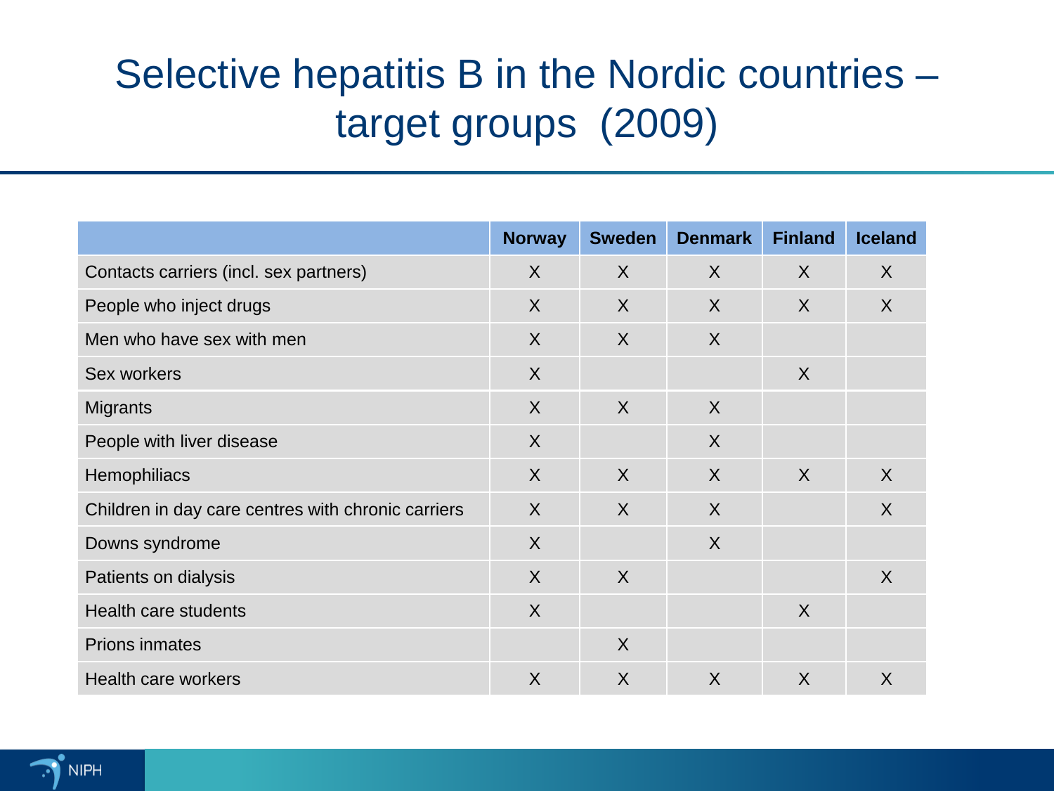# Selective hepatitis B in the Nordic countries – target groups (2009)

| | Norway | Sweden | Denmark | Finland | Iceland |
|---|---|---|---|---|---|
| Contacts carriers (incl. sex partners) | X | X | X | X | X |
| People who inject drugs | X | X | X | X | X |
| Men who have sex with men | X | X | X | | |
| Sex workers | X | | | X | |
| Migrants | X | X | X | | |
| People with liver disease | X | | X | | |
| Hemophiliacs | X | X | X | X | X |
| Children in day care centres with chronic carriers | X | X | X | | X |
| Downs syndrome | X | | X | | |
| Patients on dialysis | X | X | | | X |
| Health care students | X | | | X | |
| Prions inmates | | X | | | |
| Health care workers | X | X | X | X | X |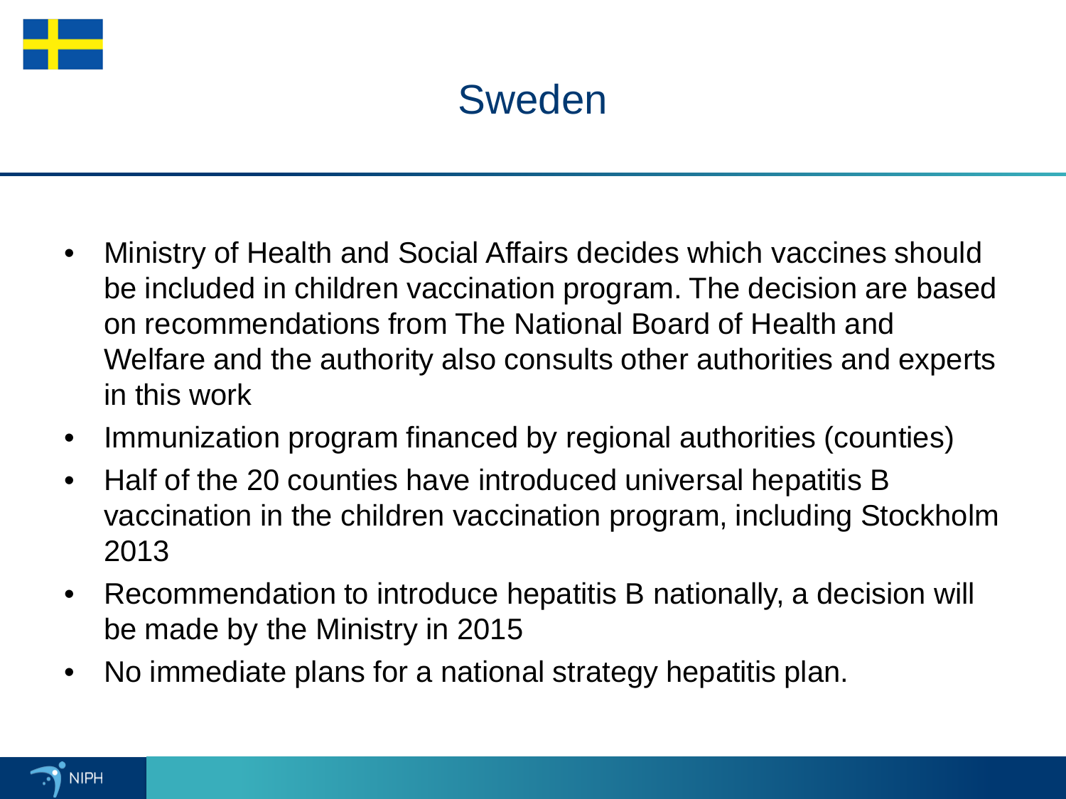# Sweden

- Ministry of Health and Social Affairs decides which vaccines should be included in children vaccination program. The decision are based on recommendations from The National Board of Health and Welfare and the authority also consults other authorities and experts in this work
- Immunization program financed by regional authorities (counties)
- Half of the 20 counties have introduced universal hepatitis B vaccination in the children vaccination program, including Stockholm 2013
- Recommendation to introduce hepatitis B nationally, a decision will be made by the Ministry in 2015
- No immediate plans for a national strategy hepatitis plan.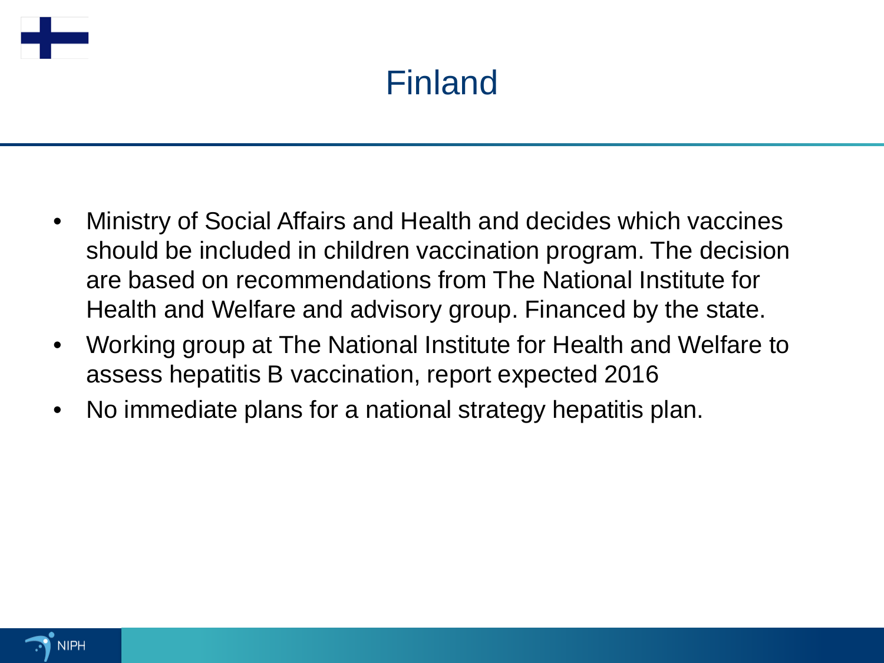# Finland

- Ministry of Social Affairs and Health and decides which vaccines should be included in children vaccination program. The decision are based on recommendations from The National Institute for Health and Welfare and advisory group. Financed by the state.
- Working group at The National Institute for Health and Welfare to assess hepatitis B vaccination, report expected 2016
- No immediate plans for a national strategy hepatitis plan.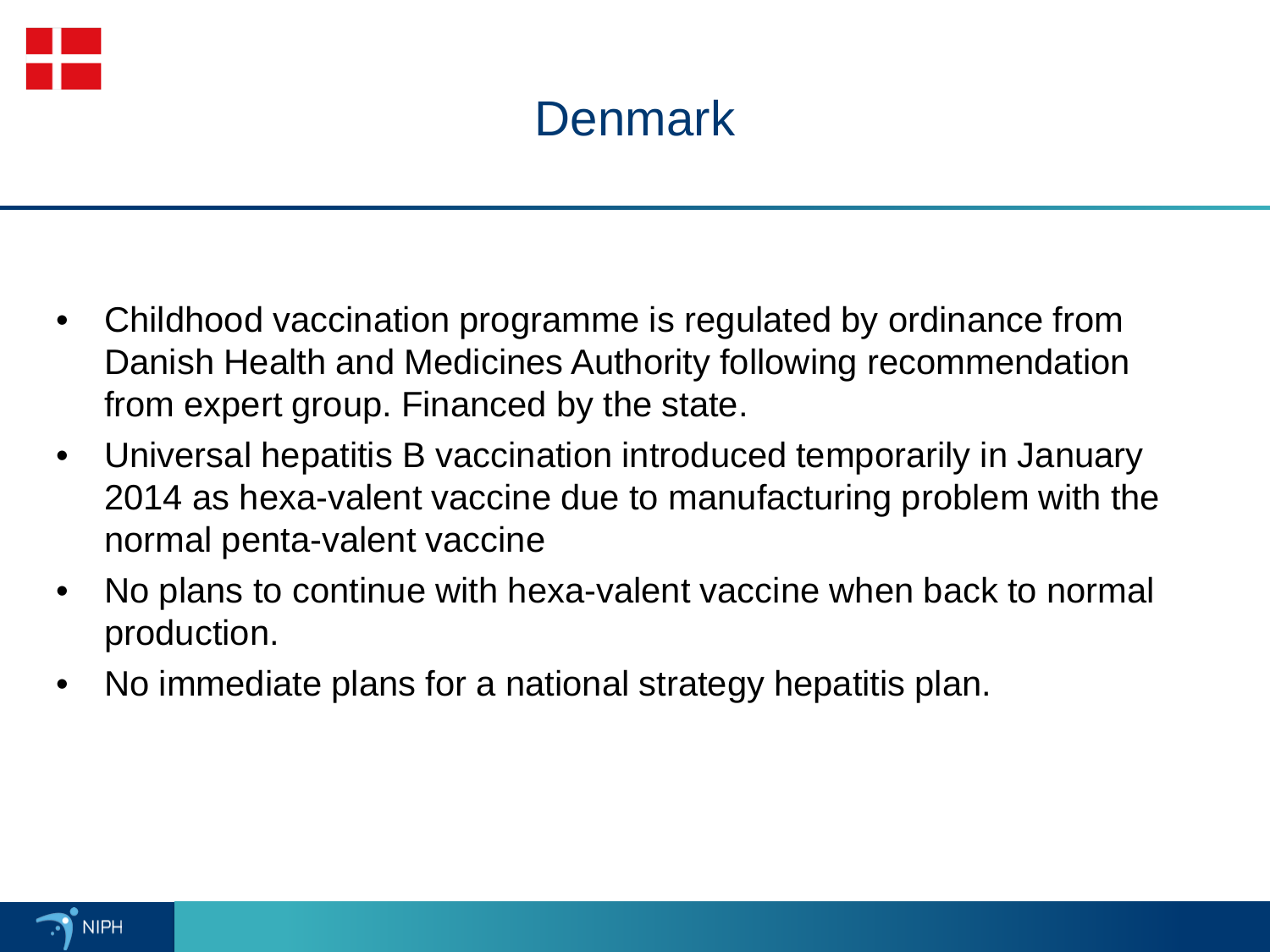# Denmark

- Childhood vaccination programme is regulated by ordinance from Danish Health and Medicines Authority following recommendation from expert group. Financed by the state.
- Universal hepatitis B vaccination introduced temporarily in January 2014 as hexa-valent vaccine due to manufacturing problem with the normal penta-valent vaccine
- No plans to continue with hexa-valent vaccine when back to normal production.
- No immediate plans for a national strategy hepatitis plan.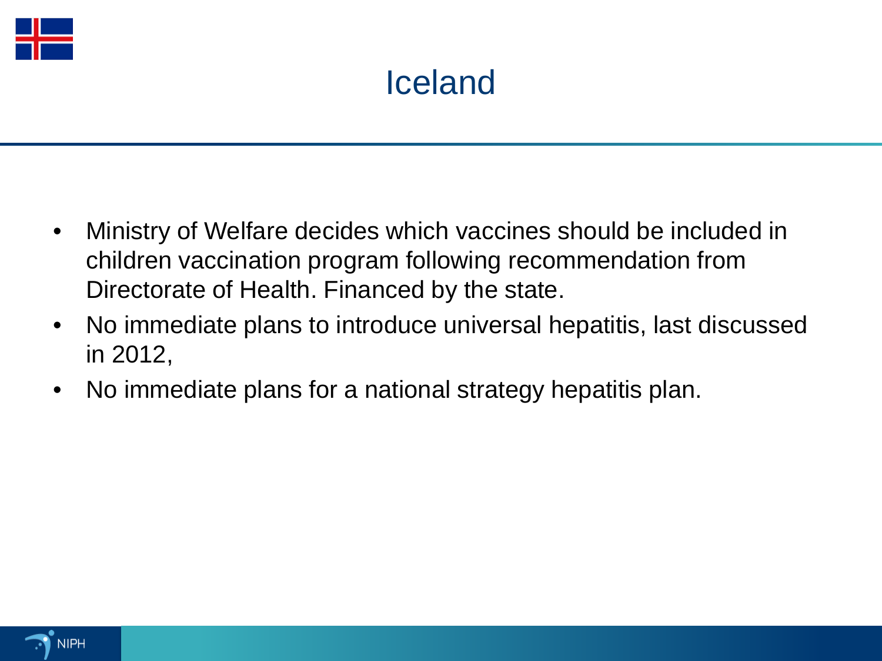# Iceland

- Ministry of Welfare decides which vaccines should be included in children vaccination program following recommendation from Directorate of Health. Financed by the state.
- No immediate plans to introduce universal hepatitis, last discussed in 2012,
- No immediate plans for a national strategy hepatitis plan.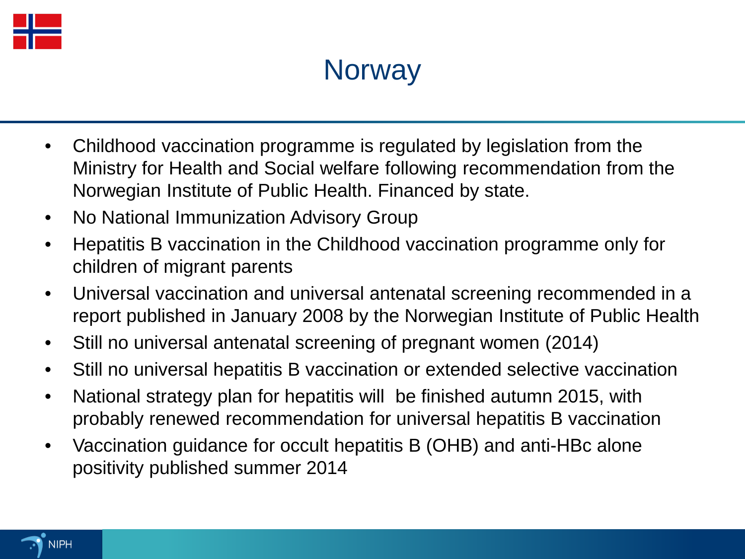# Norway

- Childhood vaccination programme is regulated by legislation from the Ministry for Health and Social welfare following recommendation from the Norwegian Institute of Public Health. Financed by state.
- No National Immunization Advisory Group
- Hepatitis B vaccination in the Childhood vaccination programme only for children of migrant parents
- Universal vaccination and universal antenatal screening recommended in a report published in January 2008 by the Norwegian Institute of Public Health
- Still no universal antenatal screening of pregnant women (2014)
- Still no universal hepatitis B vaccination or extended selective vaccination
- National strategy plan for hepatitis will be finished autumn 2015, with probably renewed recommendation for universal hepatitis B vaccination
- Vaccination guidance for occult hepatitis B (OHB) and anti-HBc alone positivity published summer 2014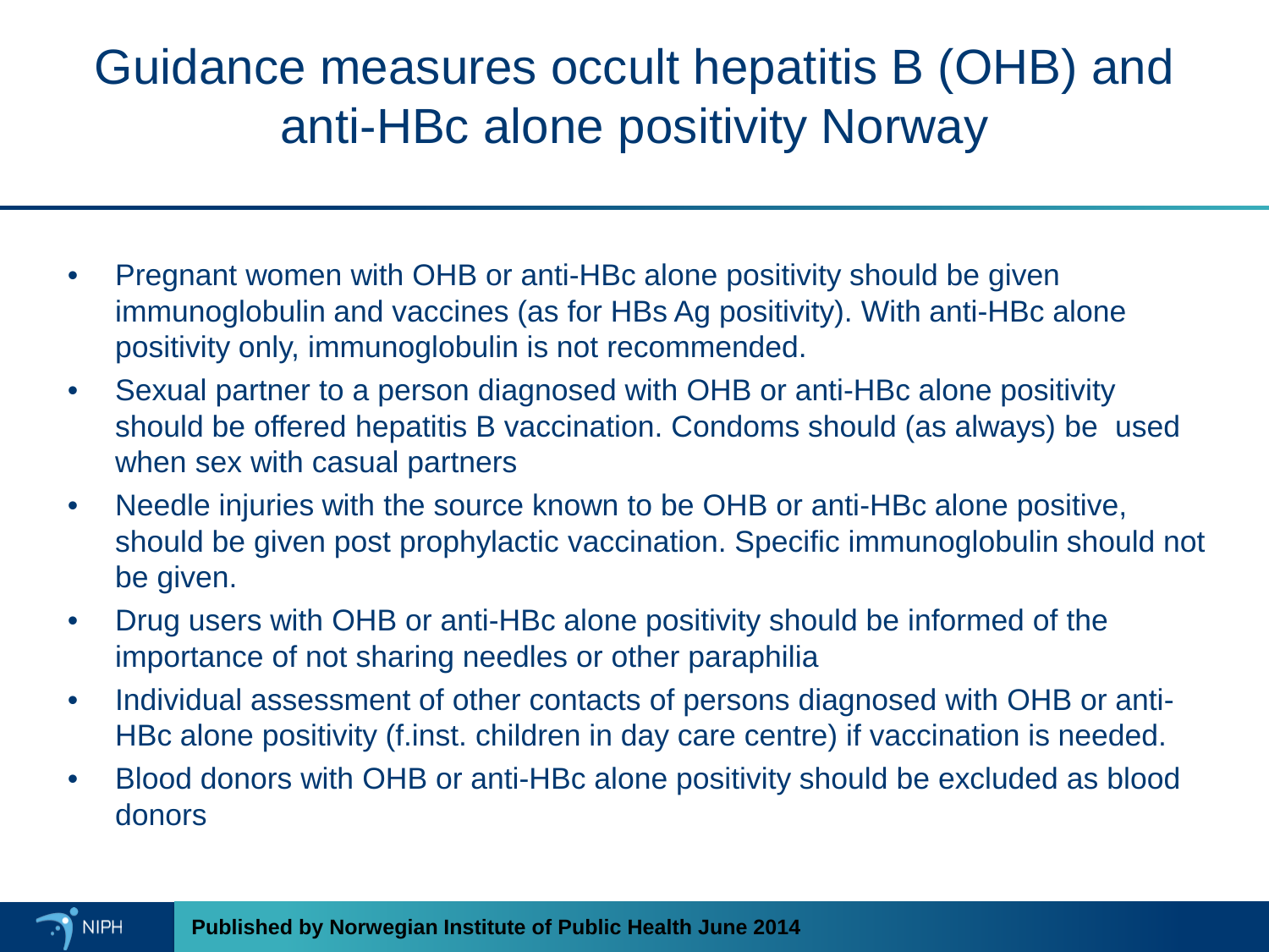# Guidance measures occult hepatitis B (OHB) and anti-HBc alone positivity Norway

- Pregnant women with OHB or anti-HBc alone positivity should be given immunoglobulin and vaccines (as for HBs Ag positivity). With anti-HBc alone positivity only, immunoglobulin is not recommended.
- Sexual partner to a person diagnosed with OHB or anti-HBc alone positivity should be offered hepatitis B vaccination. Condoms should (as always) be used when sex with casual partners
- Needle injuries with the source known to be OHB or anti-HBc alone positive, should be given post prophylactic vaccination. Specific immunoglobulin should not be given.
- Drug users with OHB or anti-HBc alone positivity should be informed of the importance of not sharing needles or other paraphilia
- Individual assessment of other contacts of persons diagnosed with OHB or anti-HBc alone positivity (f.inst. children in day care centre) if vaccination is needed.
- Blood donors with OHB or anti-HBc alone positivity should be excluded as blood donors

**Published by Norwegian Institute of Public Health June 2014**